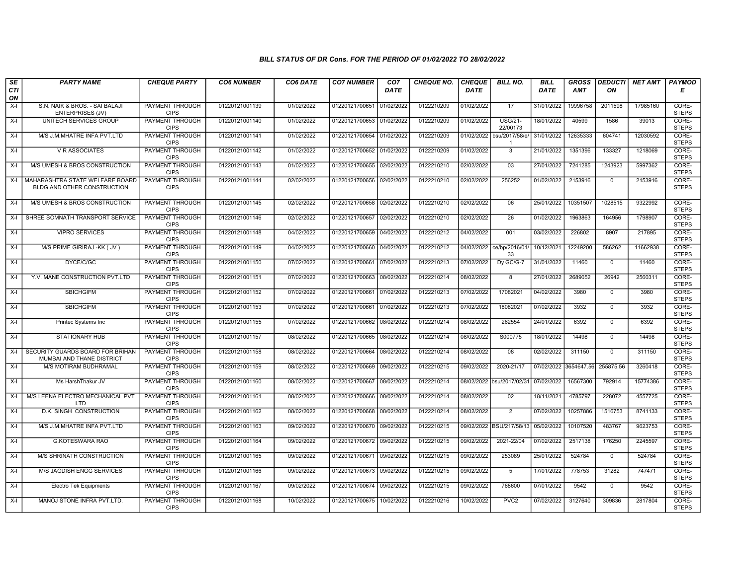# BILL STATUS OF DR Cons. FOR THE PERIOD OF 01/02/2022 TO 28/02/2022

| SECTION | PARTY NAME | CHEQUE PARTY | CO6 NUMBER | CO6 DATE | CO7 NUMBER | CO7 DATE | CHEQUE NO. | CHEQUE DATE | BILL NO. | BILL DATE | GROSS AMT | DEDUCTION | NET AMT | PAYMODE |
|---|---|---|---|---|---|---|---|---|---|---|---|---|---|---|
| X-I | S.N. NAIK & BROS. - SAI BALAJI ENTERPRISES (JV) | PAYMENT THROUGH CIPS | 01220121001139 | 01/02/2022 | 01220121700651 | 01/02/2022 | 0122210209 | 01/02/2022 | 17 | 31/01/2022 | 19996758 | 2011598 | 17985160 | CORE-STEPS |
| X-I | UNITECH SERVICES GROUP | PAYMENT THROUGH CIPS | 01220121001140 | 01/02/2022 | 01220121700653 | 01/02/2022 | 0122210209 | 01/02/2022 | USG/21-22/00173 | 18/01/2022 | 40599 | 1586 | 39013 | CORE-STEPS |
| X-I | M/S J.M.MHATRE INFA PVT.LTD | PAYMENT THROUGH CIPS | 01220121001141 | 01/02/2022 | 01220121700654 | 01/02/2022 | 0122210209 | 01/02/2022 | bsu/2017/58/e/1 | 31/01/2022 | 12635333 | 604741 | 12030592 | CORE-STEPS |
| X-I | V R ASSOCIATES | PAYMENT THROUGH CIPS | 01220121001142 | 01/02/2022 | 01220121700652 | 01/02/2022 | 0122210209 | 01/02/2022 | 3 | 21/01/2022 | 1351396 | 133327 | 1218069 | CORE-STEPS |
| X-I | M/S UMESH & BROS CONSTRUCTION | PAYMENT THROUGH CIPS | 01220121001143 | 01/02/2022 | 01220121700655 | 02/02/2022 | 0122210210 | 02/02/2022 | 03 | 27/01/2022 | 7241285 | 1243923 | 5997362 | CORE-STEPS |
| X-I | MAHARASHTRA STATE WELFARE BOARD BLDG AND OTHER CONSTRUCTION | PAYMENT THROUGH CIPS | 01220121001144 | 02/02/2022 | 01220121700656 | 02/02/2022 | 0122210210 | 02/02/2022 | 256252 | 01/02/2022 | 2153916 | 0 | 2153916 | CORE-STEPS |
| X-I | M/S UMESH & BROS CONSTRUCTION | PAYMENT THROUGH CIPS | 01220121001145 | 02/02/2022 | 01220121700658 | 02/02/2022 | 0122210210 | 02/02/2022 | 06 | 25/01/2022 | 10351507 | 1028515 | 9322992 | CORE-STEPS |
| X-I | SHREE SOMNATH TRANSPORT SERVICE | PAYMENT THROUGH CIPS | 01220121001146 | 02/02/2022 | 01220121700657 | 02/02/2022 | 0122210210 | 02/02/2022 | 26 | 01/02/2022 | 1963863 | 164956 | 1798907 | CORE-STEPS |
| X-I | VIPRO SERVICES | PAYMENT THROUGH CIPS | 01220121001148 | 04/02/2022 | 01220121700659 | 04/02/2022 | 0122210212 | 04/02/2022 | 001 | 03/02/2022 | 226802 | 8907 | 217895 | CORE-STEPS |
| X-I | M/S PRIME GIRIRAJ -KK ( JV ) | PAYMENT THROUGH CIPS | 01220121001149 | 04/02/2022 | 01220121700660 | 04/02/2022 | 0122210212 | 04/02/2022 | ce/bp/2016/01/33 | 10/12/2021 | 12249200 | 586262 | 11662938 | CORE-STEPS |
| X-I | DYCE/C/GC | PAYMENT THROUGH CIPS | 01220121001150 | 07/02/2022 | 01220121700661 | 07/02/2022 | 0122210213 | 07/02/2022 | Dy GC/G-7 | 31/01/2022 | 11460 | 0 | 11460 | CORE-STEPS |
| X-I | Y.V. MANE CONSTRUCTION PVT.LTD | PAYMENT THROUGH CIPS | 01220121001151 | 07/02/2022 | 01220121700663 | 08/02/2022 | 0122210214 | 08/02/2022 | 8 | 27/01/2022 | 2689052 | 26942 | 2560311 | CORE-STEPS |
| X-I | SBICHGIFM | PAYMENT THROUGH CIPS | 01220121001152 | 07/02/2022 | 01220121700661 | 07/02/2022 | 0122210213 | 07/02/2022 | 17082021 | 04/02/2022 | 3980 | 0 | 3980 | CORE-STEPS |
| X-I | SBICHGIFM | PAYMENT THROUGH CIPS | 01220121001153 | 07/02/2022 | 01220121700661 | 07/02/2022 | 0122210213 | 07/02/2022 | 18082021 | 07/02/2022 | 3932 | 0 | 3932 | CORE-STEPS |
| X-I | Printec Systems Inc | PAYMENT THROUGH CIPS | 01220121001155 | 07/02/2022 | 01220121700662 | 08/02/2022 | 0122210214 | 08/02/2022 | 262554 | 24/01/2022 | 6392 | 0 | 6392 | CORE-STEPS |
| X-I | STATIONARY HUB | PAYMENT THROUGH CIPS | 01220121001157 | 08/02/2022 | 01220121700665 | 08/02/2022 | 0122210214 | 08/02/2022 | S000775 | 18/01/2022 | 14498 | 0 | 14498 | CORE-STEPS |
| X-I | SECURITY GUARDS BOARD FOR BRIHAN MUMBAI AND THANE DISTRICT | PAYMENT THROUGH CIPS | 01220121001158 | 08/02/2022 | 01220121700664 | 08/02/2022 | 0122210214 | 08/02/2022 | 08 | 02/02/2022 | 311150 | 0 | 311150 | CORE-STEPS |
| X-I | M/S MOTIRAM BUDHRAMAL | PAYMENT THROUGH CIPS | 01220121001159 | 08/02/2022 | 01220121700669 | 09/02/2022 | 0122210215 | 09/02/2022 | 2020-21/17 | 07/02/2022 | 3654647.56 | 255875.56 | 3260418 | CORE-STEPS |
| X-I | Ms HarshThakur JV | PAYMENT THROUGH CIPS | 01220121001160 | 08/02/2022 | 01220121700667 | 08/02/2022 | 0122210214 | 08/02/2022 | bsu/2017/02/31 | 07/02/2022 | 16567300 | 792914 | 15774386 | CORE-STEPS |
| X-I | M/S LEENA ELECTRO MECHANICAL PVT LTD | PAYMENT THROUGH CIPS | 01220121001161 | 08/02/2022 | 01220121700666 | 08/02/2022 | 0122210214 | 08/02/2022 | 02 | 18/11/2021 | 4785797 | 228072 | 4557725 | CORE-STEPS |
| X-I | D.K. SINGH CONSTRUCTION | PAYMENT THROUGH CIPS | 01220121001162 | 08/02/2022 | 01220121700668 | 08/02/2022 | 0122210214 | 08/02/2022 | 2 | 07/02/2022 | 10257886 | 1516753 | 8741133 | CORE-STEPS |
| X-I | M/S J.M.MHATRE INFA PVT.LTD | PAYMENT THROUGH CIPS | 01220121001163 | 09/02/2022 | 01220121700670 | 09/02/2022 | 0122210215 | 09/02/2022 | BSU/217/58/13 | 05/02/2022 | 10107520 | 483767 | 9623753 | CORE-STEPS |
| X-I | G.KOTESWARA RAO | PAYMENT THROUGH CIPS | 01220121001164 | 09/02/2022 | 01220121700672 | 09/02/2022 | 0122210215 | 09/02/2022 | 2021-22/04 | 07/02/2022 | 2517138 | 176250 | 2245597 | CORE-STEPS |
| X-I | M/S SHRINATH CONSTRUCTION | PAYMENT THROUGH CIPS | 01220121001165 | 09/02/2022 | 01220121700671 | 09/02/2022 | 0122210215 | 09/02/2022 | 253089 | 25/01/2022 | 524784 | 0 | 524784 | CORE-STEPS |
| X-I | M/S JAGDISH ENGG SERVICES | PAYMENT THROUGH CIPS | 01220121001166 | 09/02/2022 | 01220121700673 | 09/02/2022 | 0122210215 | 09/02/2022 | 5 | 17/01/2022 | 778753 | 31282 | 747471 | CORE-STEPS |
| X-I | Electro Tek Equipments | PAYMENT THROUGH CIPS | 01220121001167 | 09/02/2022 | 01220121700674 | 09/02/2022 | 0122210215 | 09/02/2022 | 768600 | 07/01/2022 | 9542 | 0 | 9542 | CORE-STEPS |
| X-I | MANOJ STONE INFRA PVT.LTD. | PAYMENT THROUGH CIPS | 01220121001168 | 10/02/2022 | 01220121700675 | 10/02/2022 | 0122210216 | 10/02/2022 | PVC2 | 07/02/2022 | 3127640 | 309836 | 2817804 | CORE-STEPS |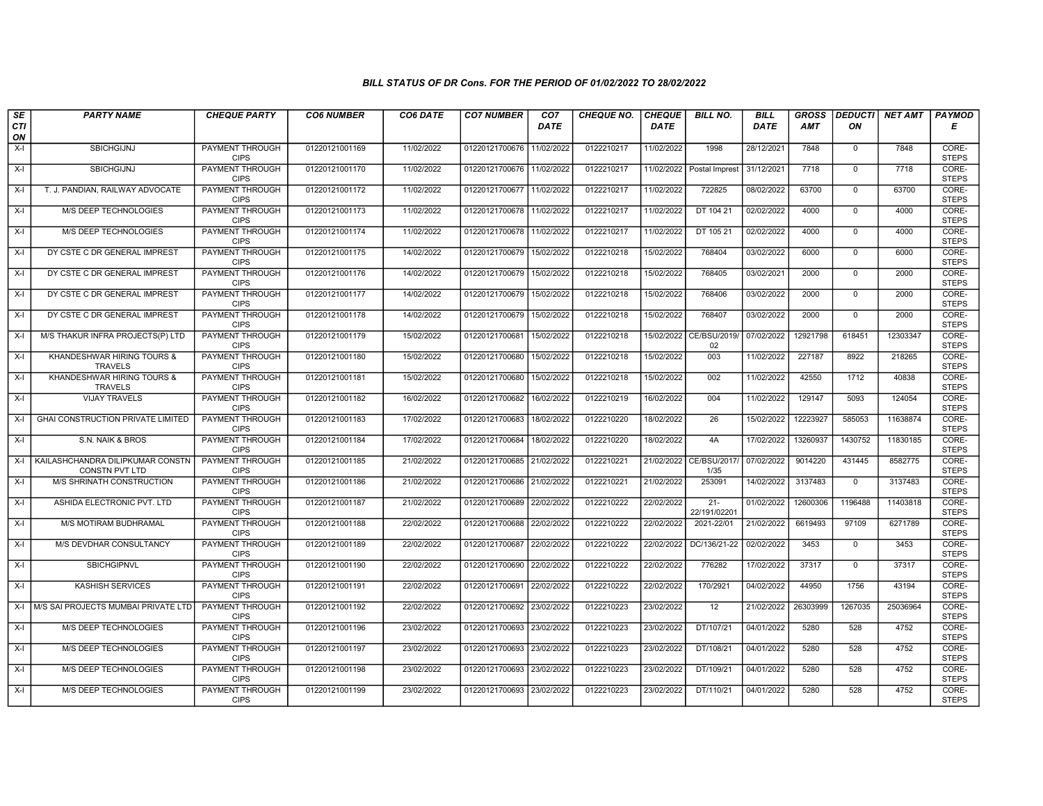### BILL STATUS OF DR Cons. FOR THE PERIOD OF 01/02/2022 TO 28/02/2022

| SECTION | PARTY NAME | CHEQUE PARTY | CO6 NUMBER | CO6 DATE | CO7 NUMBER | CO7 DATE | CHEQUE NO. | CHEQUE DATE | BILL NO. | BILL DATE | GROSS AMT | DEDUCTION | NET AMT | PAYMODE |
|---|---|---|---|---|---|---|---|---|---|---|---|---|---|---|
| X-I | SBICHGIJNJ | PAYMENT THROUGH CIPS | 01220121001169 | 11/02/2022 | 01220121700676 | 11/02/2022 | 0122210217 | 11/02/2022 | 1998 | 28/12/2021 | 7848 | 0 | 7848 | CORE-STEPS |
| X-I | SBICHGIJNJ | PAYMENT THROUGH CIPS | 01220121001170 | 11/02/2022 | 01220121700676 | 11/02/2022 | 0122210217 | 11/02/2022 | Postal Imprest | 31/12/2021 | 7718 | 0 | 7718 | CORE-STEPS |
| X-I | T. J. PANDIAN, RAILWAY ADVOCATE | PAYMENT THROUGH CIPS | 01220121001172 | 11/02/2022 | 01220121700677 | 11/02/2022 | 0122210217 | 11/02/2022 | 722825 | 08/02/2022 | 63700 | 0 | 63700 | CORE-STEPS |
| X-I | M/S DEEP TECHNOLOGIES | PAYMENT THROUGH CIPS | 01220121001173 | 11/02/2022 | 01220121700678 | 11/02/2022 | 0122210217 | 11/02/2022 | DT 104 21 | 02/02/2022 | 4000 | 0 | 4000 | CORE-STEPS |
| X-I | M/S DEEP TECHNOLOGIES | PAYMENT THROUGH CIPS | 01220121001174 | 11/02/2022 | 01220121700678 | 11/02/2022 | 0122210217 | 11/02/2022 | DT 105 21 | 02/02/2022 | 4000 | 0 | 4000 | CORE-STEPS |
| X-I | DY CSTE C DR GENERAL IMPREST | PAYMENT THROUGH CIPS | 01220121001175 | 14/02/2022 | 01220121700679 | 15/02/2022 | 0122210218 | 15/02/2022 | 768404 | 03/02/2022 | 6000 | 0 | 6000 | CORE-STEPS |
| X-I | DY CSTE C DR GENERAL IMPREST | PAYMENT THROUGH CIPS | 01220121001176 | 14/02/2022 | 01220121700679 | 15/02/2022 | 0122210218 | 15/02/2022 | 768405 | 03/02/2021 | 2000 | 0 | 2000 | CORE-STEPS |
| X-I | DY CSTE C DR GENERAL IMPREST | PAYMENT THROUGH CIPS | 01220121001177 | 14/02/2022 | 01220121700679 | 15/02/2022 | 0122210218 | 15/02/2022 | 768406 | 03/02/2022 | 2000 | 0 | 2000 | CORE-STEPS |
| X-I | DY CSTE C DR GENERAL IMPREST | PAYMENT THROUGH CIPS | 01220121001178 | 14/02/2022 | 01220121700679 | 15/02/2022 | 0122210218 | 15/02/2022 | 768407 | 03/02/2022 | 2000 | 0 | 2000 | CORE-STEPS |
| X-I | M/S THAKUR INFRA PROJECTS(P) LTD | PAYMENT THROUGH CIPS | 01220121001179 | 15/02/2022 | 01220121700681 | 15/02/2022 | 0122210218 | 15/02/2022 | CE/BSU/2019/02 | 07/02/2022 | 12921798 | 618451 | 12303347 | CORE-STEPS |
| X-I | KHANDESHWAR HIRING TOURS & TRAVELS | PAYMENT THROUGH CIPS | 01220121001180 | 15/02/2022 | 01220121700680 | 15/02/2022 | 0122210218 | 15/02/2022 | 003 | 11/02/2022 | 227187 | 8922 | 218265 | CORE-STEPS |
| X-I | KHANDESHWAR HIRING TOURS & TRAVELS | PAYMENT THROUGH CIPS | 01220121001181 | 15/02/2022 | 01220121700680 | 15/02/2022 | 0122210218 | 15/02/2022 | 002 | 11/02/2022 | 42550 | 1712 | 40838 | CORE-STEPS |
| X-I | VIJAY TRAVELS | PAYMENT THROUGH CIPS | 01220121001182 | 16/02/2022 | 01220121700682 | 16/02/2022 | 0122210219 | 16/02/2022 | 004 | 11/02/2022 | 129147 | 5093 | 124054 | CORE-STEPS |
| X-I | GHAI CONSTRUCTION PRIVATE LIMITED | PAYMENT THROUGH CIPS | 01220121001183 | 17/02/2022 | 01220121700683 | 18/02/2022 | 0122210220 | 18/02/2022 | 26 | 15/02/2022 | 12223927 | 585053 | 11638874 | CORE-STEPS |
| X-I | S.N. NAIK & BROS | PAYMENT THROUGH CIPS | 01220121001184 | 17/02/2022 | 01220121700684 | 18/02/2022 | 0122210220 | 18/02/2022 | 4A | 17/02/2022 | 13260937 | 1430752 | 11830185 | CORE-STEPS |
| X-I | KAILASHCHANDRA DILIPKUMAR CONSTN CONSTN PVT LTD | PAYMENT THROUGH CIPS | 01220121001185 | 21/02/2022 | 01220121700685 | 21/02/2022 | 0122210221 | 21/02/2022 | CE/BSU/2017/1/35 | 07/02/2022 | 9014220 | 431445 | 8582775 | CORE-STEPS |
| X-I | M/S SHRINATH CONSTRUCTION | PAYMENT THROUGH CIPS | 01220121001186 | 21/02/2022 | 01220121700686 | 21/02/2022 | 0122210221 | 21/02/2022 | 253091 | 14/02/2022 | 3137483 | 0 | 3137483 | CORE-STEPS |
| X-I | ASHIDA ELECTRONIC PVT. LTD | PAYMENT THROUGH CIPS | 01220121001187 | 21/02/2022 | 01220121700689 | 22/02/2022 | 0122210222 | 22/02/2022 | 21-22/191/02201 | 01/02/2022 | 12600306 | 1196488 | 11403818 | CORE-STEPS |
| X-I | M/S MOTIRAM BUDHRAMAL | PAYMENT THROUGH CIPS | 01220121001188 | 22/02/2022 | 01220121700688 | 22/02/2022 | 0122210222 | 22/02/2022 | 2021-22/01 | 21/02/2022 | 6619493 | 97109 | 6271789 | CORE-STEPS |
| X-I | M/S DEVDHAR CONSULTANCY | PAYMENT THROUGH CIPS | 01220121001189 | 22/02/2022 | 01220121700687 | 22/02/2022 | 0122210222 | 22/02/2022 | DC/136/21-22 | 02/02/2022 | 3453 | 0 | 3453 | CORE-STEPS |
| X-I | SBICHGIPNVL | PAYMENT THROUGH CIPS | 01220121001190 | 22/02/2022 | 01220121700690 | 22/02/2022 | 0122210222 | 22/02/2022 | 776282 | 17/02/2022 | 37317 | 0 | 37317 | CORE-STEPS |
| X-I | KASHISH SERVICES | PAYMENT THROUGH CIPS | 01220121001191 | 22/02/2022 | 01220121700691 | 22/02/2022 | 0122210222 | 22/02/2022 | 170/2921 | 04/02/2022 | 44950 | 1756 | 43194 | CORE-STEPS |
| X-I | M/S SAI PROJECTS MUMBAI PRIVATE LTD | PAYMENT THROUGH CIPS | 01220121001192 | 22/02/2022 | 01220121700692 | 23/02/2022 | 0122210223 | 23/02/2022 | 12 | 21/02/2022 | 26303999 | 1267035 | 25036964 | CORE-STEPS |
| X-I | M/S DEEP TECHNOLOGIES | PAYMENT THROUGH CIPS | 01220121001196 | 23/02/2022 | 01220121700693 | 23/02/2022 | 0122210223 | 23/02/2022 | DT/107/21 | 04/01/2022 | 5280 | 528 | 4752 | CORE-STEPS |
| X-I | M/S DEEP TECHNOLOGIES | PAYMENT THROUGH CIPS | 01220121001197 | 23/02/2022 | 01220121700693 | 23/02/2022 | 0122210223 | 23/02/2022 | DT/108/21 | 04/01/2022 | 5280 | 528 | 4752 | CORE-STEPS |
| X-I | M/S DEEP TECHNOLOGIES | PAYMENT THROUGH CIPS | 01220121001198 | 23/02/2022 | 01220121700693 | 23/02/2022 | 0122210223 | 23/02/2022 | DT/109/21 | 04/01/2022 | 5280 | 528 | 4752 | CORE-STEPS |
| X-I | M/S DEEP TECHNOLOGIES | PAYMENT THROUGH CIPS | 01220121001199 | 23/02/2022 | 01220121700693 | 23/02/2022 | 0122210223 | 23/02/2022 | DT/110/21 | 04/01/2022 | 5280 | 528 | 4752 | CORE-STEPS |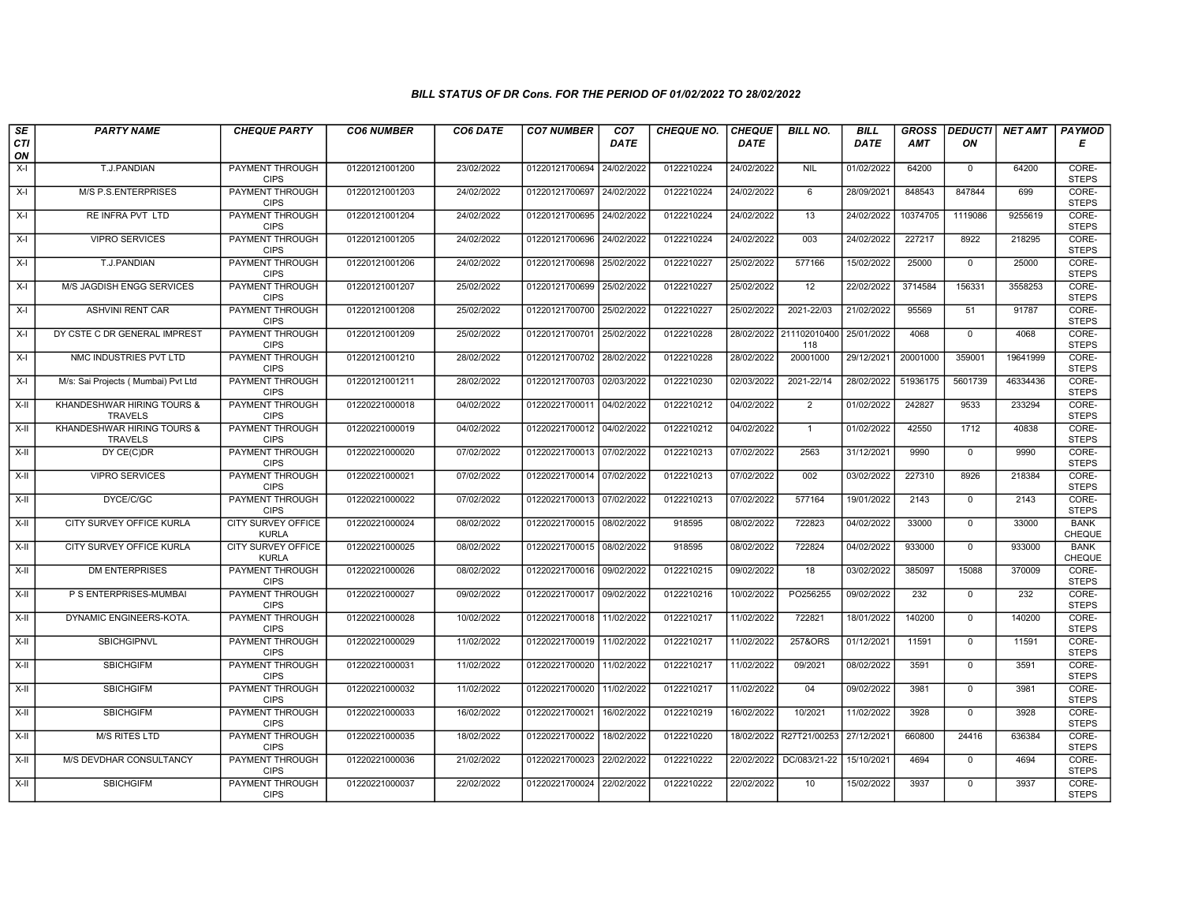### BILL STATUS OF DR Cons. FOR THE PERIOD OF 01/02/2022 TO 28/02/2022

| SECTION | PARTY NAME | CHEQUE PARTY | CO6 NUMBER | CO6 DATE | CO7 NUMBER | CO7 DATE | CHEQUE NO. | CHEQUE DATE | BILL NO. | BILL DATE | GROSS AMT | DEDUCTION | NET AMT | PAYMODE |
|---|---|---|---|---|---|---|---|---|---|---|---|---|---|---|
| X-I | T.J.PANDIAN | PAYMENT THROUGH CIPS | 01220121001200 | 23/02/2022 | 01220121700694 | 24/02/2022 | 0122210224 | 24/02/2022 | NIL | 01/02/2022 | 64200 | 0 | 64200 | CORE-STEPS |
| X-I | M/S P.S.ENTERPRISES | PAYMENT THROUGH CIPS | 01220121001203 | 24/02/2022 | 01220121700697 | 24/02/2022 | 0122210224 | 24/02/2022 | 6 | 28/09/2021 | 848543 | 847844 | 699 | CORE-STEPS |
| X-I | RE INFRA PVT LTD | PAYMENT THROUGH CIPS | 01220121001204 | 24/02/2022 | 01220121700695 | 24/02/2022 | 0122210224 | 24/02/2022 | 13 | 24/02/2022 | 10374705 | 1119086 | 9255619 | CORE-STEPS |
| X-I | VIPRO SERVICES | PAYMENT THROUGH CIPS | 01220121001205 | 24/02/2022 | 01220121700696 | 24/02/2022 | 0122210224 | 24/02/2022 | 003 | 24/02/2022 | 227217 | 8922 | 218295 | CORE-STEPS |
| X-I | T.J.PANDIAN | PAYMENT THROUGH CIPS | 01220121001206 | 24/02/2022 | 01220121700698 | 25/02/2022 | 0122210227 | 25/02/2022 | 577166 | 15/02/2022 | 25000 | 0 | 25000 | CORE-STEPS |
| X-I | M/S JAGDISH ENGG SERVICES | PAYMENT THROUGH CIPS | 01220121001207 | 25/02/2022 | 01220121700699 | 25/02/2022 | 0122210227 | 25/02/2022 | 12 | 22/02/2022 | 3714584 | 156331 | 3558253 | CORE-STEPS |
| X-I | ASHVINI RENT CAR | PAYMENT THROUGH CIPS | 01220121001208 | 25/02/2022 | 01220121700700 | 25/02/2022 | 0122210227 | 25/02/2022 | 2021-22/03 | 21/02/2022 | 95569 | 51 | 91787 | CORE-STEPS |
| X-I | DY CSTE C DR GENERAL IMPREST | PAYMENT THROUGH CIPS | 01220121001209 | 25/02/2022 | 01220121700701 | 25/02/2022 | 0122210228 | 28/02/2022 | 211102010400118 | 25/01/2022 | 4068 | 0 | 4068 | CORE-STEPS |
| X-I | NMC INDUSTRIES PVT LTD | PAYMENT THROUGH CIPS | 01220121001210 | 28/02/2022 | 01220121700702 | 28/02/2022 | 0122210228 | 28/02/2022 | 20001000 | 29/12/2021 | 20001000 | 359001 | 19641999 | CORE-STEPS |
| X-I | M/s: Sai Projects ( Mumbai) Pvt Ltd | PAYMENT THROUGH CIPS | 01220121001211 | 28/02/2022 | 01220121700703 | 02/03/2022 | 0122210230 | 02/03/2022 | 2021-22/14 | 28/02/2022 | 51936175 | 5601739 | 46334436 | CORE-STEPS |
| X-II | KHANDESHWAR HIRING TOURS & TRAVELS | PAYMENT THROUGH CIPS | 01220221000018 | 04/02/2022 | 01220221700011 | 04/02/2022 | 0122210212 | 04/02/2022 | 2 | 01/02/2022 | 242827 | 9533 | 233294 | CORE-STEPS |
| X-II | KHANDESHWAR HIRING TOURS & TRAVELS | PAYMENT THROUGH CIPS | 01220221000019 | 04/02/2022 | 01220221700012 | 04/02/2022 | 0122210212 | 04/02/2022 | 1 | 01/02/2022 | 42550 | 1712 | 40838 | CORE-STEPS |
| X-II | DY CE(C)DR | PAYMENT THROUGH CIPS | 01220221000020 | 07/02/2022 | 01220221700013 | 07/02/2022 | 0122210213 | 07/02/2022 | 2563 | 31/12/2021 | 9990 | 0 | 9990 | CORE-STEPS |
| X-II | VIPRO SERVICES | PAYMENT THROUGH CIPS | 01220221000021 | 07/02/2022 | 01220221700014 | 07/02/2022 | 0122210213 | 07/02/2022 | 002 | 03/02/2022 | 227310 | 8926 | 218384 | CORE-STEPS |
| X-II | DYCE/C/GC | PAYMENT THROUGH CIPS | 01220221000022 | 07/02/2022 | 01220221700013 | 07/02/2022 | 0122210213 | 07/02/2022 | 577164 | 19/01/2022 | 2143 | 0 | 2143 | CORE-STEPS |
| X-II | CITY SURVEY OFFICE KURLA | CITY SURVEY OFFICE KURLA | 01220221000024 | 08/02/2022 | 01220221700015 | 08/02/2022 | 918595 | 08/02/2022 | 722823 | 04/02/2022 | 33000 | 0 | 33000 | BANK CHEQUE |
| X-II | CITY SURVEY OFFICE KURLA | CITY SURVEY OFFICE KURLA | 01220221000025 | 08/02/2022 | 01220221700015 | 08/02/2022 | 918595 | 08/02/2022 | 722824 | 04/02/2022 | 933000 | 0 | 933000 | BANK CHEQUE |
| X-II | DM ENTERPRISES | PAYMENT THROUGH CIPS | 01220221000026 | 08/02/2022 | 01220221700016 | 09/02/2022 | 0122210215 | 09/02/2022 | 18 | 03/02/2022 | 385097 | 15088 | 370009 | CORE-STEPS |
| X-II | P S ENTERPRISES-MUMBAI | PAYMENT THROUGH CIPS | 01220221000027 | 09/02/2022 | 01220221700017 | 09/02/2022 | 0122210216 | 10/02/2022 | PO256255 | 09/02/2022 | 232 | 0 | 232 | CORE-STEPS |
| X-II | DYNAMIC ENGINEERS-KOTA. | PAYMENT THROUGH CIPS | 01220221000028 | 10/02/2022 | 01220221700018 | 11/02/2022 | 0122210217 | 11/02/2022 | 722821 | 18/01/2022 | 140200 | 0 | 140200 | CORE-STEPS |
| X-II | SBICHGIPNVL | PAYMENT THROUGH CIPS | 01220221000029 | 11/02/2022 | 01220221700019 | 11/02/2022 | 0122210217 | 11/02/2022 | 257&ORS | 01/12/2021 | 11591 | 0 | 11591 | CORE-STEPS |
| X-II | SBICHGIFM | PAYMENT THROUGH CIPS | 01220221000031 | 11/02/2022 | 01220221700020 | 11/02/2022 | 0122210217 | 11/02/2022 | 09/2021 | 08/02/2022 | 3591 | 0 | 3591 | CORE-STEPS |
| X-II | SBICHGIFM | PAYMENT THROUGH CIPS | 01220221000032 | 11/02/2022 | 01220221700020 | 11/02/2022 | 0122210217 | 11/02/2022 | 04 | 09/02/2022 | 3981 | 0 | 3981 | CORE-STEPS |
| X-II | SBICHGIFM | PAYMENT THROUGH CIPS | 01220221000033 | 16/02/2022 | 01220221700021 | 16/02/2022 | 0122210219 | 16/02/2022 | 10/2021 | 11/02/2022 | 3928 | 0 | 3928 | CORE-STEPS |
| X-II | M/S RITES LTD | PAYMENT THROUGH CIPS | 01220221000035 | 18/02/2022 | 01220221700022 | 18/02/2022 | 0122210220 | 18/02/2022 | R27T21/00253 | 27/12/2021 | 660800 | 24416 | 636384 | CORE-STEPS |
| X-II | M/S DEVDHAR CONSULTANCY | PAYMENT THROUGH CIPS | 01220221000036 | 21/02/2022 | 01220221700023 | 22/02/2022 | 0122210222 | 22/02/2022 | DC/083/21-22 | 15/10/2021 | 4694 | 0 | 4694 | CORE-STEPS |
| X-II | SBICHGIFM | PAYMENT THROUGH CIPS | 01220221000037 | 22/02/2022 | 01220221700024 | 22/02/2022 | 0122210222 | 22/02/2022 | 10 | 15/02/2022 | 3937 | 0 | 3937 | CORE-STEPS |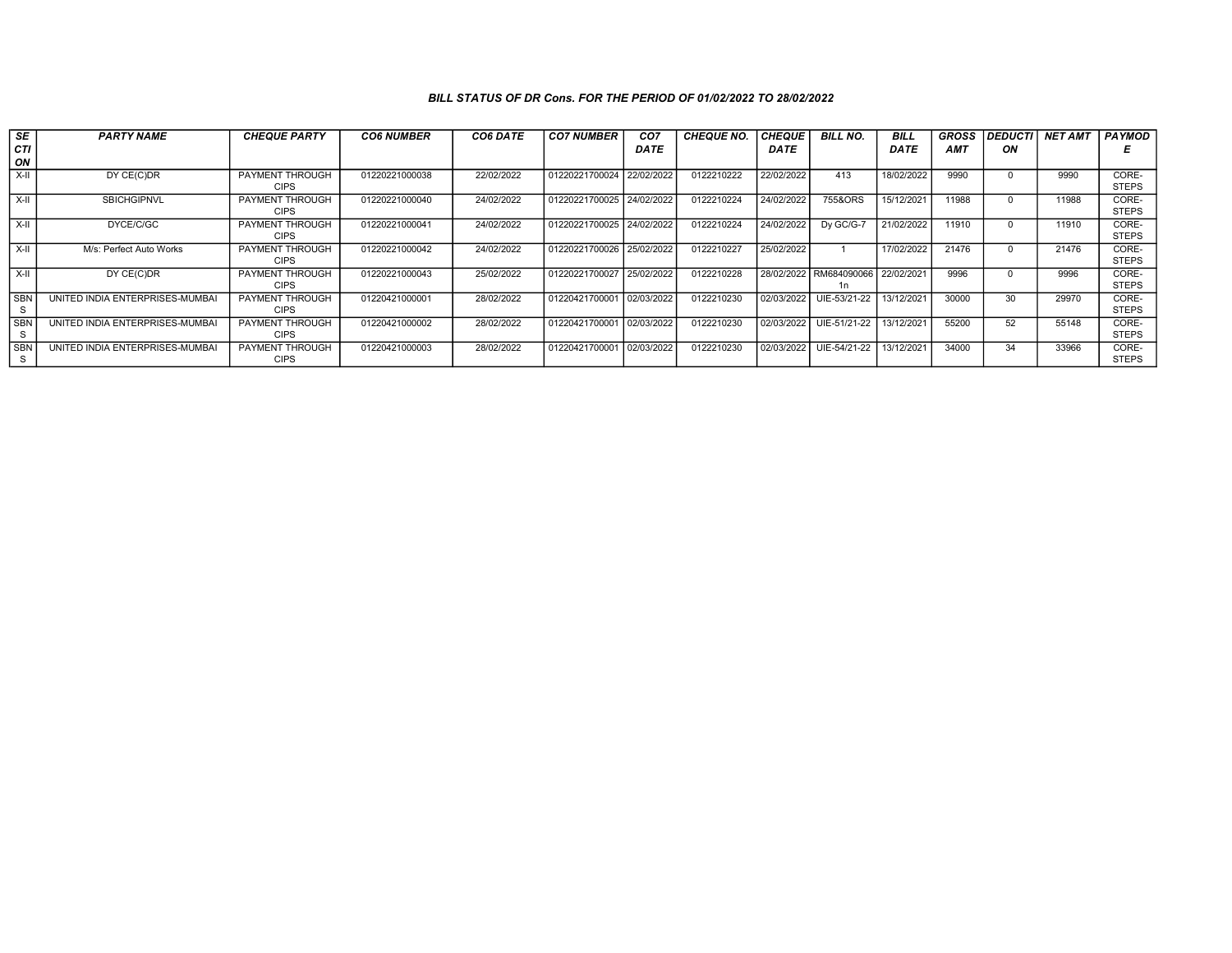### *BILL STATUS OF DR Cons. FOR THE PERIOD OF 01/02/2022 TO 28/02/2022*

| SECTION | PARTY NAME | CHEQUE PARTY | CO6 NUMBER | CO6 DATE | CO7 NUMBER | CO7 DATE | CHEQUE NO. | CHEQUE DATE | BILL NO. | BILL DATE | GROSS AMT | DEDUCTION | NET AMT | PAYMODE |
|---|---|---|---|---|---|---|---|---|---|---|---|---|---|---|
| X-II | DY CE(C)DR | PAYMENT THROUGH CIPS | 01220221000038 | 22/02/2022 | 01220221700024 | 22/02/2022 | 0122210222 | 22/02/2022 | 413 | 18/02/2022 | 9990 | 0 | 9990 | CORE-STEPS |
| X-II | SBICHGIPNVL | PAYMENT THROUGH CIPS | 01220221000040 | 24/02/2022 | 01220221700025 | 24/02/2022 | 0122210224 | 24/02/2022 | 755&ORS | 15/12/2021 | 11988 | 0 | 11988 | CORE-STEPS |
| X-II | DYCE/C/GC | PAYMENT THROUGH CIPS | 01220221000041 | 24/02/2022 | 01220221700025 | 24/02/2022 | 0122210224 | 24/02/2022 | Dy GC/G-7 | 21/02/2022 | 11910 | 0 | 11910 | CORE-STEPS |
| X-II | M/s: Perfect Auto Works | PAYMENT THROUGH CIPS | 01220221000042 | 24/02/2022 | 01220221700026 | 25/02/2022 | 0122210227 | 25/02/2022 | 1 | 17/02/2022 | 21476 | 0 | 21476 | CORE-STEPS |
| X-II | DY CE(C)DR | PAYMENT THROUGH CIPS | 01220221000043 | 25/02/2022 | 01220221700027 | 25/02/2022 | 0122210228 | 28/02/2022 | RM6840900661n | 22/02/2021 | 9996 | 0 | 9996 | CORE-STEPS |
| SBNS | UNITED INDIA ENTERPRISES-MUMBAI | PAYMENT THROUGH CIPS | 01220421000001 | 28/02/2022 | 01220421700001 | 02/03/2022 | 0122210230 | 02/03/2022 | UIE-53/21-22 | 13/12/2021 | 30000 | 30 | 29970 | CORE-STEPS |
| SBNS | UNITED INDIA ENTERPRISES-MUMBAI | PAYMENT THROUGH CIPS | 01220421000002 | 28/02/2022 | 01220421700001 | 02/03/2022 | 0122210230 | 02/03/2022 | UIE-51/21-22 | 13/12/2021 | 55200 | 52 | 55148 | CORE-STEPS |
| SBNS | UNITED INDIA ENTERPRISES-MUMBAI | PAYMENT THROUGH CIPS | 01220421000003 | 28/02/2022 | 01220421700001 | 02/03/2022 | 0122210230 | 02/03/2022 | UIE-54/21-22 | 13/12/2021 | 34000 | 34 | 33966 | CORE-STEPS |